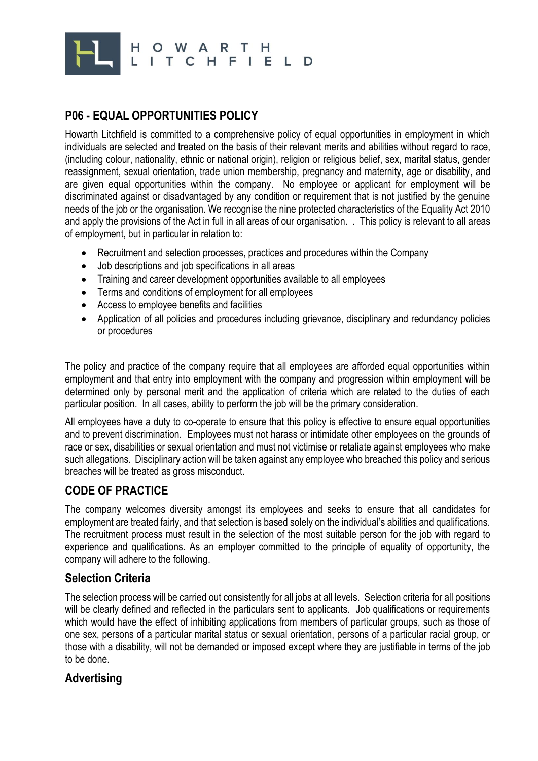# P06 - EQUAL OPPORTUNITIES POLICY

Howarth Litchfield is committed to a comprehensive policy of equal opportunities in employment in which individuals are selected and treated on the basis of their relevant merits and abilities without regard to race, (including colour, nationality, ethnic or national origin), religion or religious belief, sex, marital status, gender reassignment, sexual orientation, trade union membership, pregnancy and maternity, age or disability, and are given equal opportunities within the company. No employee or applicant for employment will be discriminated against or disadvantaged by any condition or requirement that is not justified by the genuine needs of the job or the organisation. We recognise the nine protected characteristics of the Equality Act 2010 and apply the provisions of the Act in full in all areas of our organisation. . This policy is relevant to all areas of employment, but in particular in relation to:

- Recruitment and selection processes, practices and procedures within the Company
- Job descriptions and job specifications in all areas
- Training and career development opportunities available to all employees
- Terms and conditions of employment for all employees
- Access to employee benefits and facilities
- Application of all policies and procedures including grievance, disciplinary and redundancy policies or procedures

The policy and practice of the company require that all employees are afforded equal opportunities within employment and that entry into employment with the company and progression within employment will be determined only by personal merit and the application of criteria which are related to the duties of each particular position. In all cases, ability to perform the job will be the primary consideration.

All employees have a duty to co-operate to ensure that this policy is effective to ensure equal opportunities and to prevent discrimination. Employees must not harass or intimidate other employees on the grounds of race or sex, disabilities or sexual orientation and must not victimise or retaliate against employees who make such allegations. Disciplinary action will be taken against any employee who breached this policy and serious breaches will be treated as gross misconduct.

## CODE OF PRACTICE

The company welcomes diversity amongst its employees and seeks to ensure that all candidates for employment are treated fairly, and that selection is based solely on the individual's abilities and qualifications. The recruitment process must result in the selection of the most suitable person for the job with regard to experience and qualifications. As an employer committed to the principle of equality of opportunity, the company will adhere to the following.

### Selection Criteria

The selection process will be carried out consistently for all jobs at all levels. Selection criteria for all positions will be clearly defined and reflected in the particulars sent to applicants. Job qualifications or requirements which would have the effect of inhibiting applications from members of particular groups, such as those of one sex, persons of a particular marital status or sexual orientation, persons of a particular racial group, or those with a disability, will not be demanded or imposed except where they are justifiable in terms of the job to be done.

### Advertising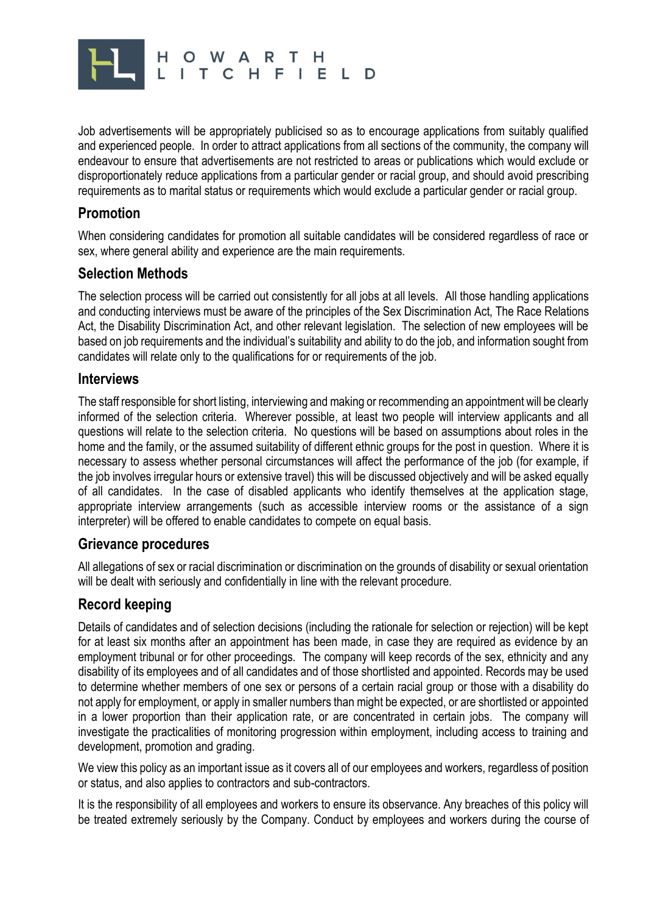Job advertisements will be appropriately publicised so as to encourage applications from suitably qualified and experienced people. In order to attract applications from all sections of the community, the company will endeavour to ensure that advertisements are not restricted to areas or publications which would exclude or disproportionately reduce applications from a particular gender or racial group, and should avoid prescribing requirements as to marital status or requirements which would exclude a particular gender or racial group.

## Promotion

When considering candidates for promotion all suitable candidates will be considered regardless of race or sex, where general ability and experience are the main requirements.

## Selection Methods

The selection process will be carried out consistently for all jobs at all levels. All those handling applications and conducting interviews must be aware of the principles of the Sex Discrimination Act, The Race Relations Act, the Disability Discrimination Act, and other relevant legislation. The selection of new employees will be based on job requirements and the individual's suitability and ability to do the job, and information sought from candidates will relate only to the qualifications for or requirements of the job.

## Interviews

The staff responsible for short listing, interviewing and making or recommending an appointment will be clearly informed of the selection criteria. Wherever possible, at least two people will interview applicants and all questions will relate to the selection criteria. No questions will be based on assumptions about roles in the home and the family, or the assumed suitability of different ethnic groups for the post in question. Where it is necessary to assess whether personal circumstances will affect the performance of the job (for example, if the job involves irregular hours or extensive travel) this will be discussed objectively and will be asked equally of all candidates. In the case of disabled applicants who identify themselves at the application stage, appropriate interview arrangements (such as accessible interview rooms or the assistance of a sign interpreter) will be offered to enable candidates to compete on equal basis.

## Grievance procedures

All allegations of sex or racial discrimination or discrimination on the grounds of disability or sexual orientation will be dealt with seriously and confidentially in line with the relevant procedure.

## Record keeping

Details of candidates and of selection decisions (including the rationale for selection or rejection) will be kept for at least six months after an appointment has been made, in case they are required as evidence by an employment tribunal or for other proceedings. The company will keep records of the sex, ethnicity and any disability of its employees and of all candidates and of those shortlisted and appointed. Records may be used to determine whether members of one sex or persons of a certain racial group or those with a disability do not apply for employment, or apply in smaller numbers than might be expected, or are shortlisted or appointed in a lower proportion than their application rate, or are concentrated in certain jobs. The company will investigate the practicalities of monitoring progression within employment, including access to training and development, promotion and grading.

We view this policy as an important issue as it covers all of our employees and workers, regardless of position or status, and also applies to contractors and sub-contractors.

It is the responsibility of all employees and workers to ensure its observance. Any breaches of this policy will be treated extremely seriously by the Company. Conduct by employees and workers during the course of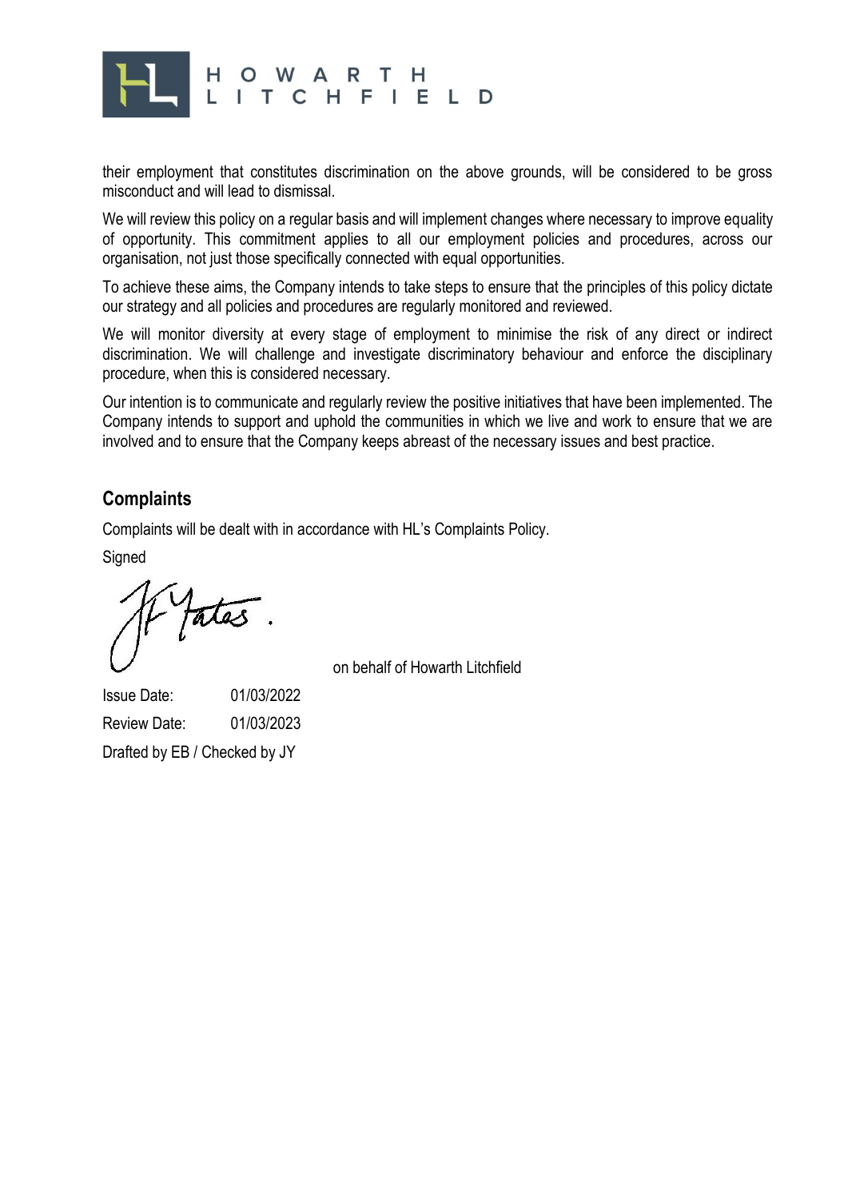their employment that constitutes discrimination on the above grounds, will be considered to be gross misconduct and will lead to dismissal.

We will review this policy on a regular basis and will implement changes where necessary to improve equality of opportunity. This commitment applies to all our employment policies and procedures, across our organisation, not just those specifically connected with equal opportunities.

To achieve these aims, the Company intends to take steps to ensure that the principles of this policy dictate our strategy and all policies and procedures are regularly monitored and reviewed.

We will monitor diversity at every stage of employment to minimise the risk of any direct or indirect discrimination. We will challenge and investigate discriminatory behaviour and enforce the disciplinary procedure, when this is considered necessary.

Our intention is to communicate and regularly review the positive initiatives that have been implemented. The Company intends to support and uphold the communities in which we live and work to ensure that we are involved and to ensure that the Company keeps abreast of the necessary issues and best practice.

## Complaints

Complaints will be dealt with in accordance with HL's Complaints Policy.

Signed

JF Yates.

on behalf of Howarth Litchfield

Issue Date: 01/03/2022

Review Date: 01/03/2023

Drafted by EB / Checked by JY